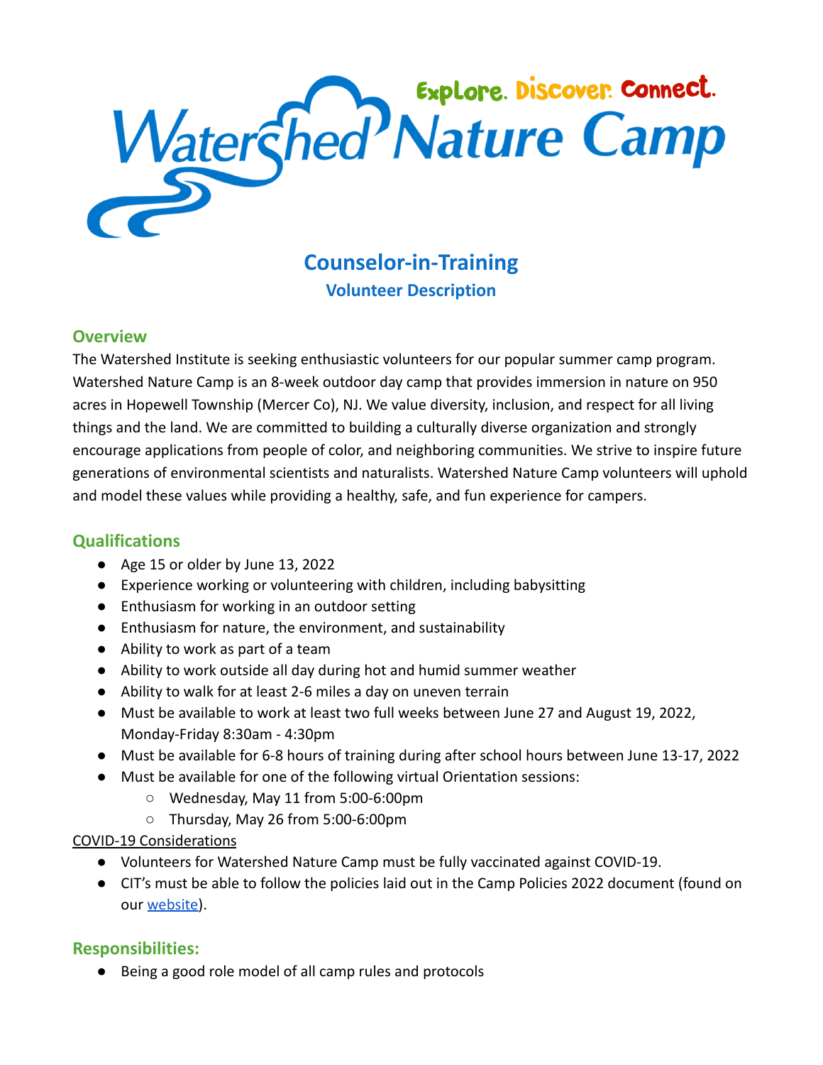# Watershed Nature Camp

Explore. Discover. Connect.

## Counselor-in-Training

### Volunteer Description

### Overview

The Watershed Institute is seeking enthusiastic volunteers for our popular summer camp program. Watershed Nature Camp is an 8-week outdoor day camp that provides immersion in nature on 950 acres in Hopewell Township (Mercer Co), NJ. We value diversity, inclusion, and respect for all living things and the land. We are committed to building a culturally diverse organization and strongly encourage applications from people of color, and neighboring communities. We strive to inspire future generations of environmental scientists and naturalists. Watershed Nature Camp volunteers will uphold and model these values while providing a healthy, safe, and fun experience for campers.

### Qualifications

- Age 15 or older by June 13, 2022
- Experience working or volunteering with children, including babysitting
- Enthusiasm for working in an outdoor setting
- Enthusiasm for nature, the environment, and sustainability
- Ability to work as part of a team
- Ability to work outside all day during hot and humid summer weather
- Ability to walk for at least 2-6 miles a day on uneven terrain
- Must be available to work at least two full weeks between June 27 and August 19, 2022, Monday-Friday 8:30am - 4:30pm
- Must be available for 6-8 hours of training during after school hours between June 13-17, 2022
- Must be available for one of the following virtual Orientation sessions:
  - Wednesday, May 11 from 5:00-6:00pm
  - Thursday, May 26 from 5:00-6:00pm

COVID-19 Considerations

- Volunteers for Watershed Nature Camp must be fully vaccinated against COVID-19.
- CIT's must be able to follow the policies laid out in the Camp Policies 2022 document (found on our website).

### Responsibilities:

- Being a good role model of all camp rules and protocols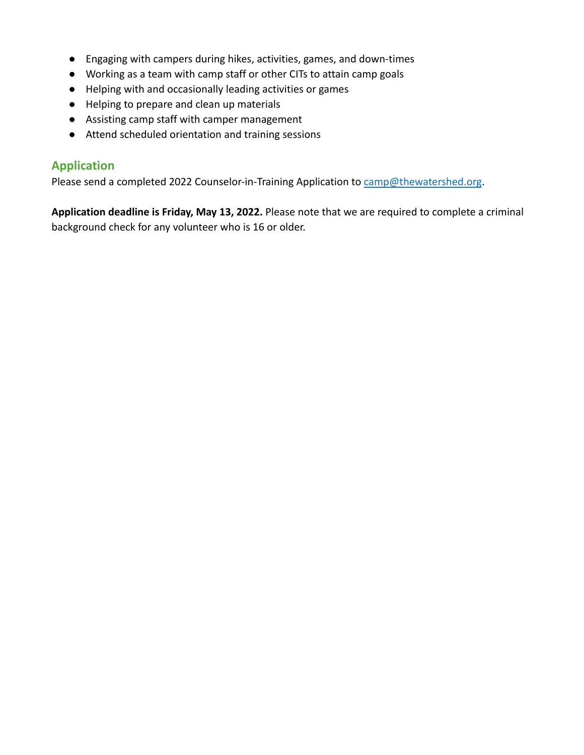- Engaging with campers during hikes, activities, games, and down-times
- Working as a team with camp staff or other CITs to attain camp goals
- Helping with and occasionally leading activities or games
- Helping to prepare and clean up materials
- Assisting camp staff with camper management
- Attend scheduled orientation and training sessions

## Application

Please send a completed 2022 Counselor-in-Training Application to camp@thewatershed.org.

**Application deadline is Friday, May 13, 2022.** Please note that we are required to complete a criminal background check for any volunteer who is 16 or older.